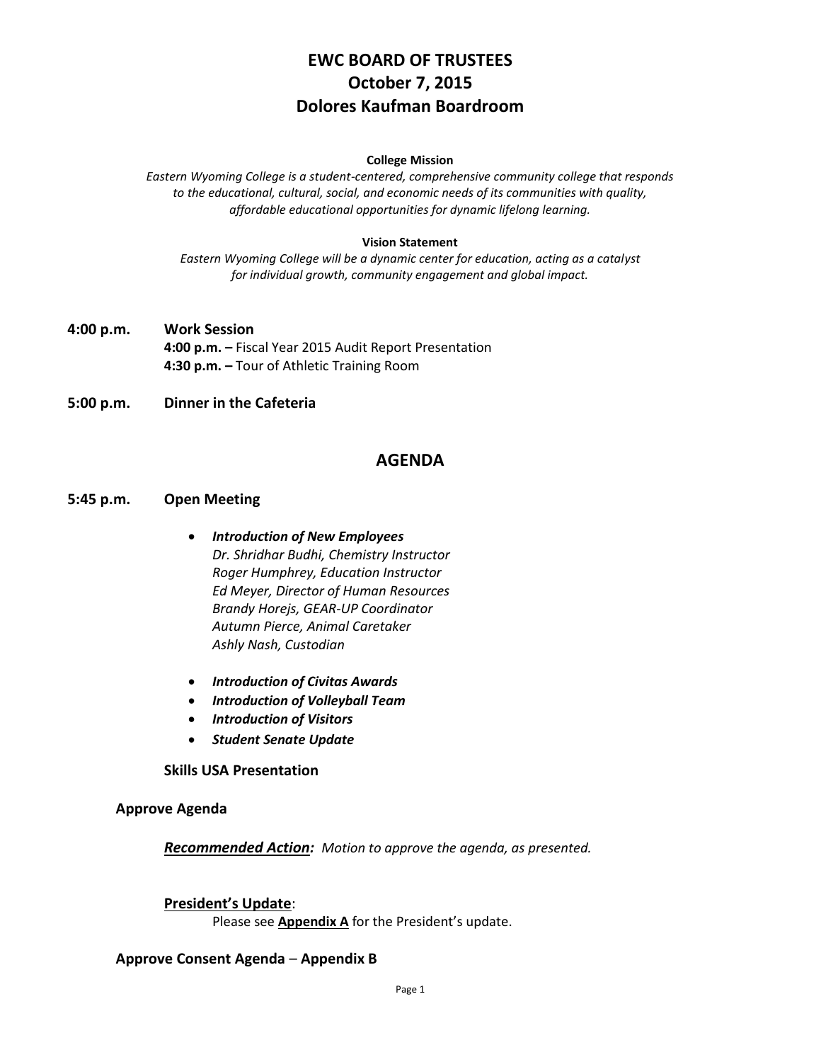# EWC BOARD OF TRUSTEES
# October 7, 2015
# Dolores Kaufman Boardroom

**College Mission**

*Eastern Wyoming College is a student-centered, comprehensive community college that responds to the educational, cultural, social, and economic needs of its communities with quality, affordable educational opportunities for dynamic lifelong learning.*

**Vision Statement**

*Eastern Wyoming College will be a dynamic center for education, acting as a catalyst for individual growth, community engagement and global impact.*

**4:00 p.m.** **Work Session**

**4:00 p.m. –** Fiscal Year 2015 Audit Report Presentation
**4:30 p.m. –** Tour of Athletic Training Room

**5:00 p.m.** **Dinner in the Cafeteria**

## AGENDA

**5:45 p.m.** **Open Meeting**

- ***Introduction of New Employees***
  *Dr. Shridhar Budhi, Chemistry Instructor*
  *Roger Humphrey, Education Instructor*
  *Ed Meyer, Director of Human Resources*
  *Brandy Horejs, GEAR-UP Coordinator*
  *Autumn Pierce, Animal Caretaker*
  *Ashly Nash, Custodian*
- ***Introduction of Civitas Awards***
- ***Introduction of Volleyball Team***
- ***Introduction of Visitors***
- ***Student Senate Update***

**Skills USA Presentation**

**Approve Agenda**

***Recommended Action:*** *Motion to approve the agenda, as presented.*

**President's Update**:

Please see **Appendix A** for the President's update.

**Approve Consent Agenda** – **Appendix B**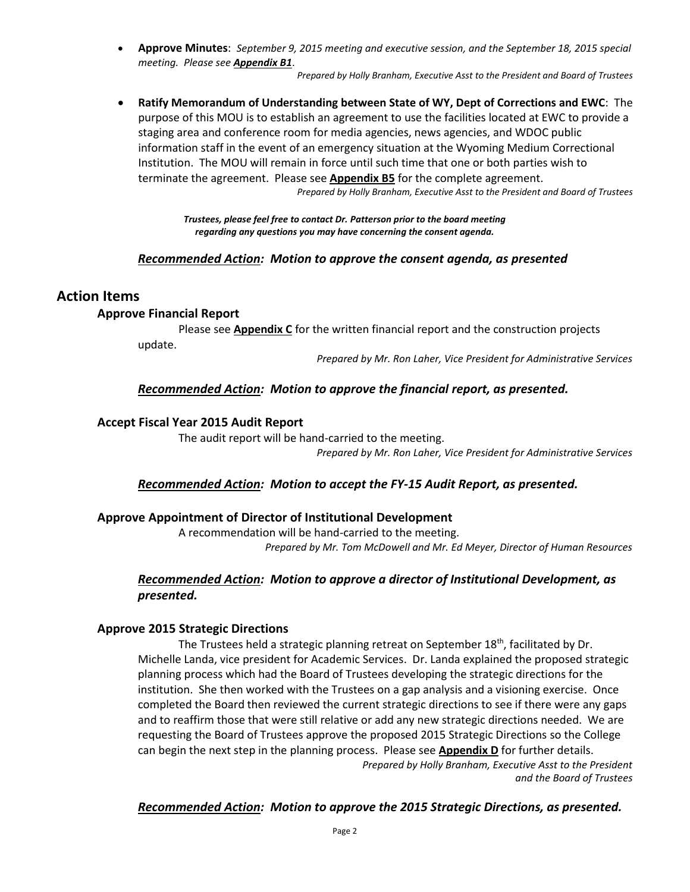- **Approve Minutes**: *September 9, 2015 meeting and executive session, and the September 18, 2015 special meeting. Please see* ***Appendix B1***.

  *Prepared by Holly Branham, Executive Asst to the President and Board of Trustees*

- **Ratify Memorandum of Understanding between State of WY, Dept of Corrections and EWC**: The purpose of this MOU is to establish an agreement to use the facilities located at EWC to provide a staging area and conference room for media agencies, news agencies, and WDOC public information staff in the event of an emergency situation at the Wyoming Medium Correctional Institution. The MOU will remain in force until such time that one or both parties wish to terminate the agreement. Please see **Appendix B5** for the complete agreement.

  *Prepared by Holly Branham, Executive Asst to the President and Board of Trustees*

***Trustees, please feel free to contact Dr. Patterson prior to the board meeting regarding any questions you may have concerning the consent agenda.***

***Recommended Action**: Motion to approve the consent agenda, as presented*

## Action Items

### Approve Financial Report

Please see **Appendix C** for the written financial report and the construction projects update.

*Prepared by Mr. Ron Laher, Vice President for Administrative Services*

***Recommended Action**: Motion to approve the financial report, as presented.*

### Accept Fiscal Year 2015 Audit Report

The audit report will be hand-carried to the meeting.

*Prepared by Mr. Ron Laher, Vice President for Administrative Services*

***Recommended Action**: Motion to accept the FY-15 Audit Report, as presented.*

### Approve Appointment of Director of Institutional Development

A recommendation will be hand-carried to the meeting.

*Prepared by Mr. Tom McDowell and Mr. Ed Meyer, Director of Human Resources*

***Recommended Action**: Motion to approve a director of Institutional Development, as presented.*

### Approve 2015 Strategic Directions

The Trustees held a strategic planning retreat on September 18th, facilitated by Dr. Michelle Landa, vice president for Academic Services. Dr. Landa explained the proposed strategic planning process which had the Board of Trustees developing the strategic directions for the institution. She then worked with the Trustees on a gap analysis and a visioning exercise. Once completed the Board then reviewed the current strategic directions to see if there were any gaps and to reaffirm those that were still relative or add any new strategic directions needed. We are requesting the Board of Trustees approve the proposed 2015 Strategic Directions so the College can begin the next step in the planning process. Please see **Appendix D** for further details.

*Prepared by Holly Branham, Executive Asst to the President and the Board of Trustees*

***Recommended Action**: Motion to approve the 2015 Strategic Directions, as presented.*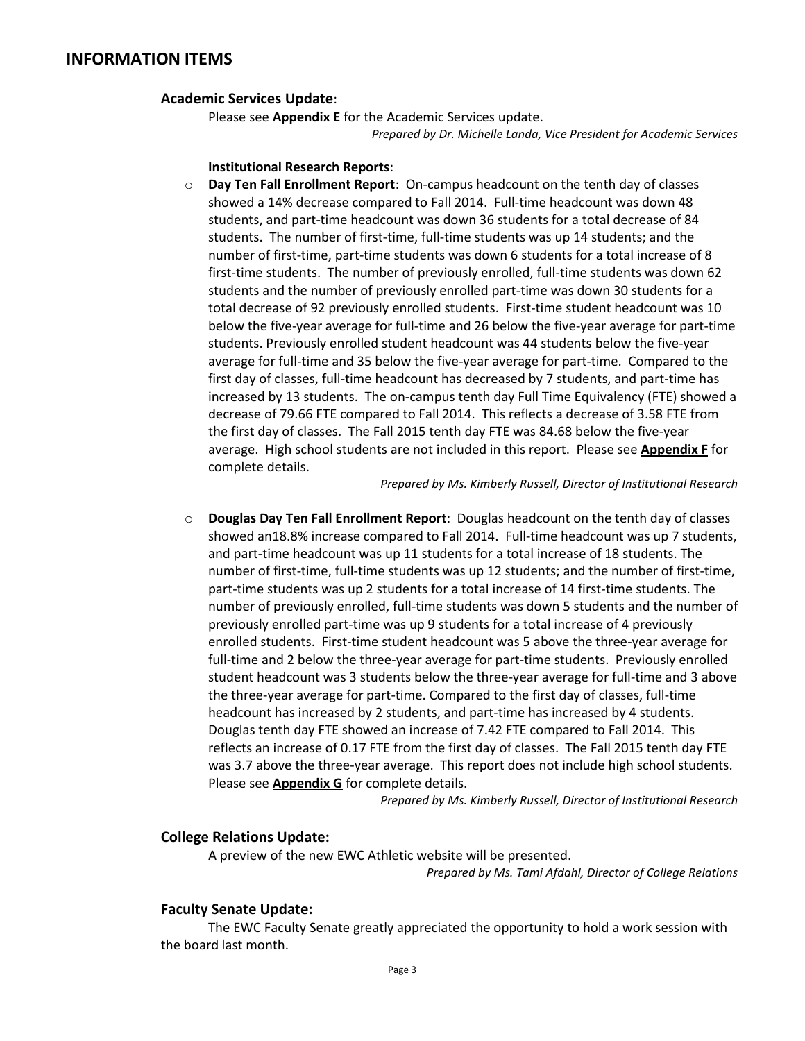# INFORMATION ITEMS

## Academic Services Update:

Please see **Appendix E** for the Academic Services update.

*Prepared by Dr. Michelle Landa, Vice President for Academic Services*

**Institutional Research Reports**:

- **Day Ten Fall Enrollment Report**: On-campus headcount on the tenth day of classes showed a 14% decrease compared to Fall 2014. Full-time headcount was down 48 students, and part-time headcount was down 36 students for a total decrease of 84 students. The number of first-time, full-time students was up 14 students; and the number of first-time, part-time students was down 6 students for a total increase of 8 first-time students. The number of previously enrolled, full-time students was down 62 students and the number of previously enrolled part-time was down 30 students for a total decrease of 92 previously enrolled students. First-time student headcount was 10 below the five-year average for full-time and 26 below the five-year average for part-time students. Previously enrolled student headcount was 44 students below the five-year average for full-time and 35 below the five-year average for part-time. Compared to the first day of classes, full-time headcount has decreased by 7 students, and part-time has increased by 13 students. The on-campus tenth day Full Time Equivalency (FTE) showed a decrease of 79.66 FTE compared to Fall 2014. This reflects a decrease of 3.58 FTE from the first day of classes. The Fall 2015 tenth day FTE was 84.68 below the five-year average. High school students are not included in this report. Please see **Appendix F** for complete details.

  *Prepared by Ms. Kimberly Russell, Director of Institutional Research*

- **Douglas Day Ten Fall Enrollment Report**: Douglas headcount on the tenth day of classes showed an18.8% increase compared to Fall 2014. Full-time headcount was up 7 students, and part-time headcount was up 11 students for a total increase of 18 students. The number of first-time, full-time students was up 12 students; and the number of first-time, part-time students was up 2 students for a total increase of 14 first-time students. The number of previously enrolled, full-time students was down 5 students and the number of previously enrolled part-time was up 9 students for a total increase of 4 previously enrolled students. First-time student headcount was 5 above the three-year average for full-time and 2 below the three-year average for part-time students. Previously enrolled student headcount was 3 students below the three-year average for full-time and 3 above the three-year average for part-time. Compared to the first day of classes, full-time headcount has increased by 2 students, and part-time has increased by 4 students. Douglas tenth day FTE showed an increase of 7.42 FTE compared to Fall 2014. This reflects an increase of 0.17 FTE from the first day of classes. The Fall 2015 tenth day FTE was 3.7 above the three-year average. This report does not include high school students. Please see **Appendix G** for complete details.

  *Prepared by Ms. Kimberly Russell, Director of Institutional Research*

## College Relations Update:

A preview of the new EWC Athletic website will be presented.

*Prepared by Ms. Tami Afdahl, Director of College Relations*

## Faculty Senate Update:

The EWC Faculty Senate greatly appreciated the opportunity to hold a work session with the board last month.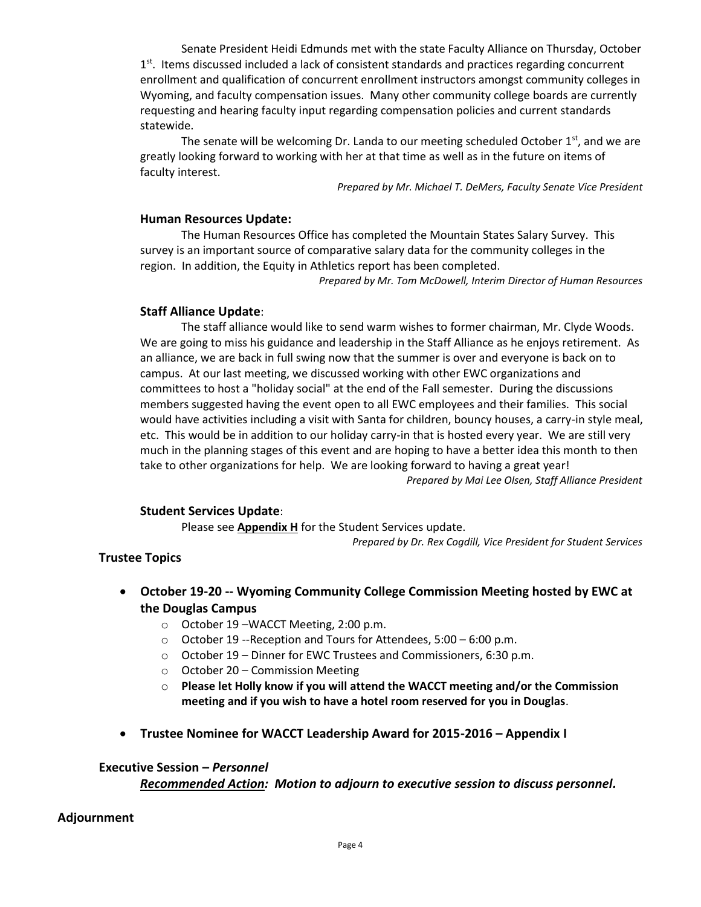Senate President Heidi Edmunds met with the state Faculty Alliance on Thursday, October 1st. Items discussed included a lack of consistent standards and practices regarding concurrent enrollment and qualification of concurrent enrollment instructors amongst community colleges in Wyoming, and faculty compensation issues. Many other community college boards are currently requesting and hearing faculty input regarding compensation policies and current standards statewide.

The senate will be welcoming Dr. Landa to our meeting scheduled October 1st, and we are greatly looking forward to working with her at that time as well as in the future on items of faculty interest.

*Prepared by Mr. Michael T. DeMers, Faculty Senate Vice President*

### Human Resources Update:

The Human Resources Office has completed the Mountain States Salary Survey. This survey is an important source of comparative salary data for the community colleges in the region. In addition, the Equity in Athletics report has been completed.

*Prepared by Mr. Tom McDowell, Interim Director of Human Resources*

### Staff Alliance Update:

The staff alliance would like to send warm wishes to former chairman, Mr. Clyde Woods. We are going to miss his guidance and leadership in the Staff Alliance as he enjoys retirement. As an alliance, we are back in full swing now that the summer is over and everyone is back on to campus. At our last meeting, we discussed working with other EWC organizations and committees to host a "holiday social" at the end of the Fall semester. During the discussions members suggested having the event open to all EWC employees and their families. This social would have activities including a visit with Santa for children, bouncy houses, a carry-in style meal, etc. This would be in addition to our holiday carry-in that is hosted every year. We are still very much in the planning stages of this event and are hoping to have a better idea this month to then take to other organizations for help. We are looking forward to having a great year!

*Prepared by Mai Lee Olsen, Staff Alliance President*

### Student Services Update:

Please see **Appendix H** for the Student Services update.

*Prepared by Dr. Rex Cogdill, Vice President for Student Services*

## Trustee Topics

- **October 19-20 -- Wyoming Community College Commission Meeting hosted by EWC at the Douglas Campus**
  - October 19 –WACCT Meeting, 2:00 p.m.
  - October 19 --Reception and Tours for Attendees, 5:00 – 6:00 p.m.
  - October 19 – Dinner for EWC Trustees and Commissioners, 6:30 p.m.
  - October 20 – Commission Meeting
  - **Please let Holly know if you will attend the WACCT meeting and/or the Commission meeting and if you wish to have a hotel room reserved for you in Douglas**.
- **Trustee Nominee for WACCT Leadership Award for 2015-2016 – Appendix I**

## Executive Session – *Personnel*

***Recommended Action:* *Motion to adjourn to executive session to discuss personnel.***

## Adjournment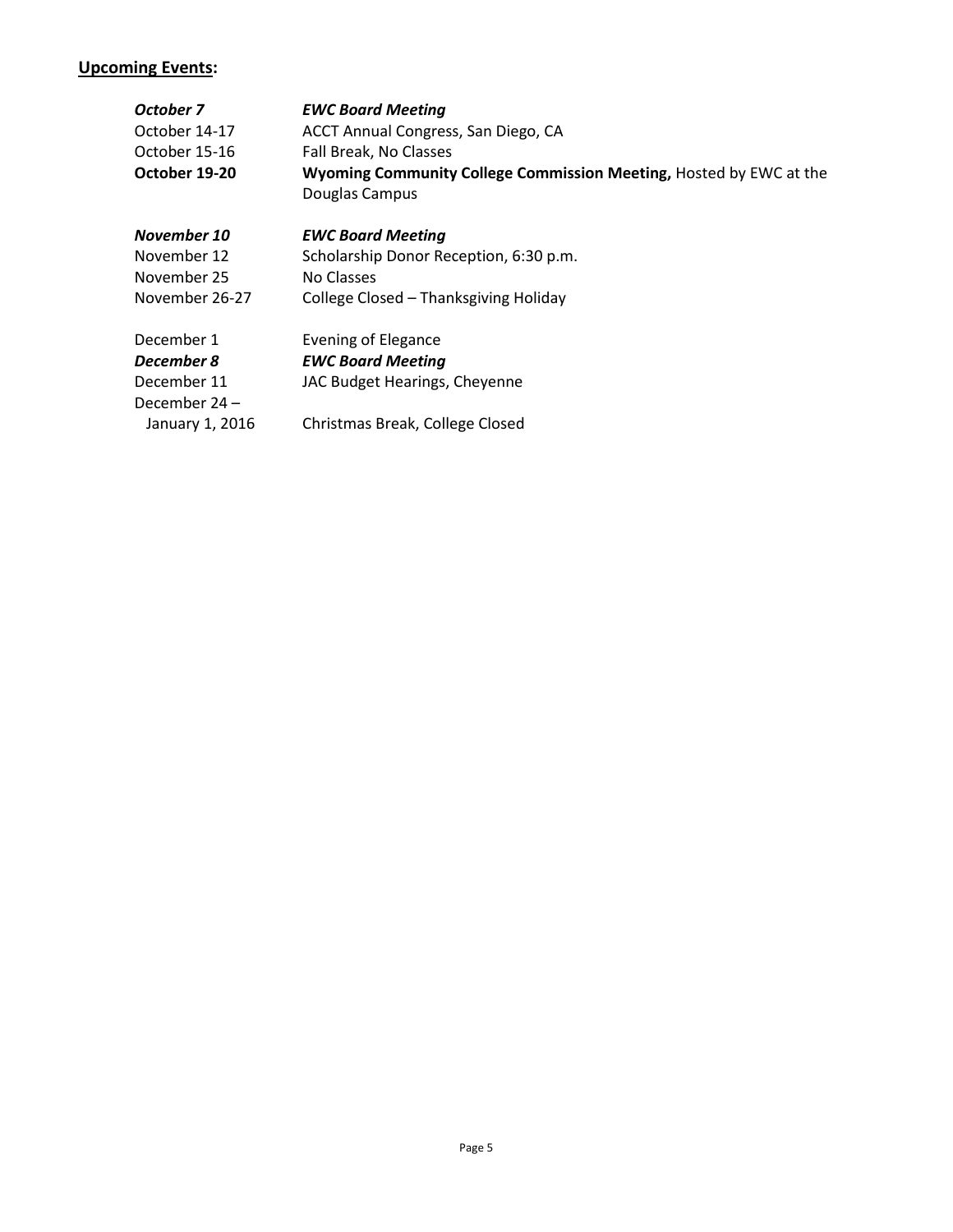**<u>Upcoming Events</u>:**

| | |
|---|---|
| ***October 7*** | ***EWC Board Meeting*** |
| October 14-17 | ACCT Annual Congress, San Diego, CA |
| October 15-16 | Fall Break, No Classes |
| **October 19-20** | **Wyoming Community College Commission Meeting,** Hosted by EWC at the Douglas Campus |
| ***November 10*** | ***EWC Board Meeting*** |
| November 12 | Scholarship Donor Reception, 6:30 p.m. |
| November 25 | No Classes |
| November 26-27 | College Closed – Thanksgiving Holiday |
| December 1 | Evening of Elegance |
| ***December 8*** | ***EWC Board Meeting*** |
| December 11 | JAC Budget Hearings, Cheyenne |
| December 24 – January 1, 2016 | Christmas Break, College Closed |